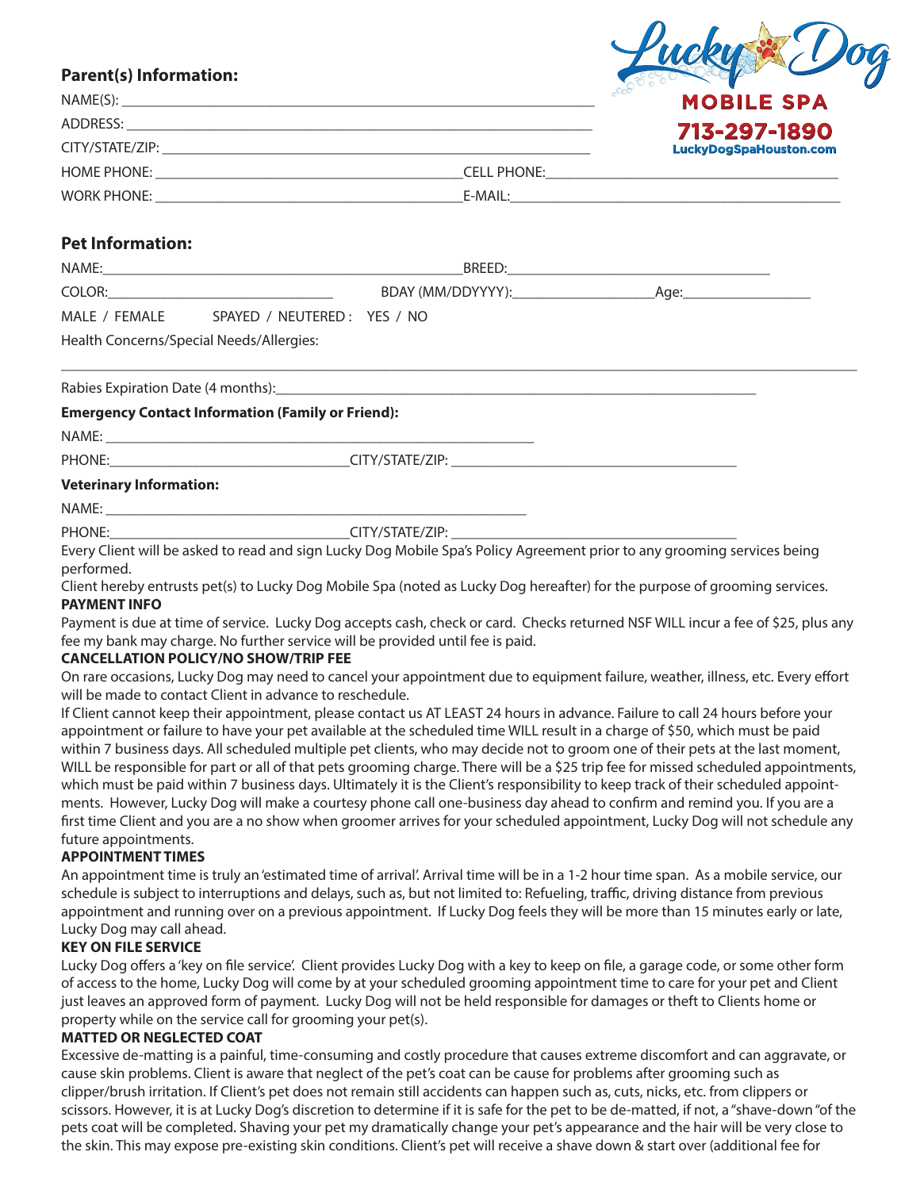Lucky Dog
MOBILE SPA
713-297-1890
LuckyDogSpaHouston.com

## Parent(s) Information:

NAME(S): ____________________________________________

ADDRESS: ____________________________________________

CITY/STATE/ZIP: ____________________________________________

HOME PHONE: ______________________________ CELL PHONE: ______________________________

WORK PHONE: ______________________________ E-MAIL: ______________________________

## Pet Information:

NAME: ______________________________ BREED: ______________________________

COLOR: ____________________ BDAY (MM/DDYYYY): ____________________ Age: ____________

MALE / FEMALE     SPAYED / NEUTERED : YES / NO

Health Concerns/Special Needs/Allergies:

____________________________________________________________________________

Rabies Expiration Date (4 months): ____________________________________________

**Emergency Contact Information (Family or Friend):**

NAME: ____________________________________________

PHONE: ____________________ CITY/STATE/ZIP: ______________________________

**Veterinary Information:**

NAME: ____________________________________________

PHONE: ____________________ CITY/STATE/ZIP: ______________________________

Every Client will be asked to read and sign Lucky Dog Mobile Spa's Policy Agreement prior to any grooming services being performed.

Client hereby entrusts pet(s) to Lucky Dog Mobile Spa (noted as Lucky Dog hereafter) for the purpose of grooming services.

**PAYMENT INFO**

Payment is due at time of service. Lucky Dog accepts cash, check or card. Checks returned NSF WILL incur a fee of $25, plus any fee my bank may charge. No further service will be provided until fee is paid.

**CANCELLATION POLICY/NO SHOW/TRIP FEE**

On rare occasions, Lucky Dog may need to cancel your appointment due to equipment failure, weather, illness, etc. Every effort will be made to contact Client in advance to reschedule.

If Client cannot keep their appointment, please contact us AT LEAST 24 hours in advance. Failure to call 24 hours before your appointment or failure to have your pet available at the scheduled time WILL result in a charge of $50, which must be paid within 7 business days. All scheduled multiple pet clients, who may decide not to groom one of their pets at the last moment, WILL be responsible for part or all of that pets grooming charge. There will be a $25 trip fee for missed scheduled appointments, which must be paid within 7 business days. Ultimately it is the Client's responsibility to keep track of their scheduled appointments. However, Lucky Dog will make a courtesy phone call one-business day ahead to confirm and remind you. If you are a first time Client and you are a no show when groomer arrives for your scheduled appointment, Lucky Dog will not schedule any future appointments.

**APPOINTMENT TIMES**

An appointment time is truly an 'estimated time of arrival'. Arrival time will be in a 1-2 hour time span. As a mobile service, our schedule is subject to interruptions and delays, such as, but not limited to: Refueling, traffic, driving distance from previous appointment and running over on a previous appointment. If Lucky Dog feels they will be more than 15 minutes early or late, Lucky Dog may call ahead.

**KEY ON FILE SERVICE**

Lucky Dog offers a 'key on file service'. Client provides Lucky Dog with a key to keep on file, a garage code, or some other form of access to the home, Lucky Dog will come by at your scheduled grooming appointment time to care for your pet and Client just leaves an approved form of payment. Lucky Dog will not be held responsible for damages or theft to Clients home or property while on the service call for grooming your pet(s).

**MATTED OR NEGLECTED COAT**

Excessive de-matting is a painful, time-consuming and costly procedure that causes extreme discomfort and can aggravate, or cause skin problems. Client is aware that neglect of the pet's coat can be cause for problems after grooming such as clipper/brush irritation. If Client's pet does not remain still accidents can happen such as, cuts, nicks, etc. from clippers or scissors. However, it is at Lucky Dog's discretion to determine if it is safe for the pet to be de-matted, if not, a "shave-down "of the pets coat will be completed. Shaving your pet my dramatically change your pet's appearance and the hair will be very close to the skin. This may expose pre-existing skin conditions. Client's pet will receive a shave down & start over (additional fee for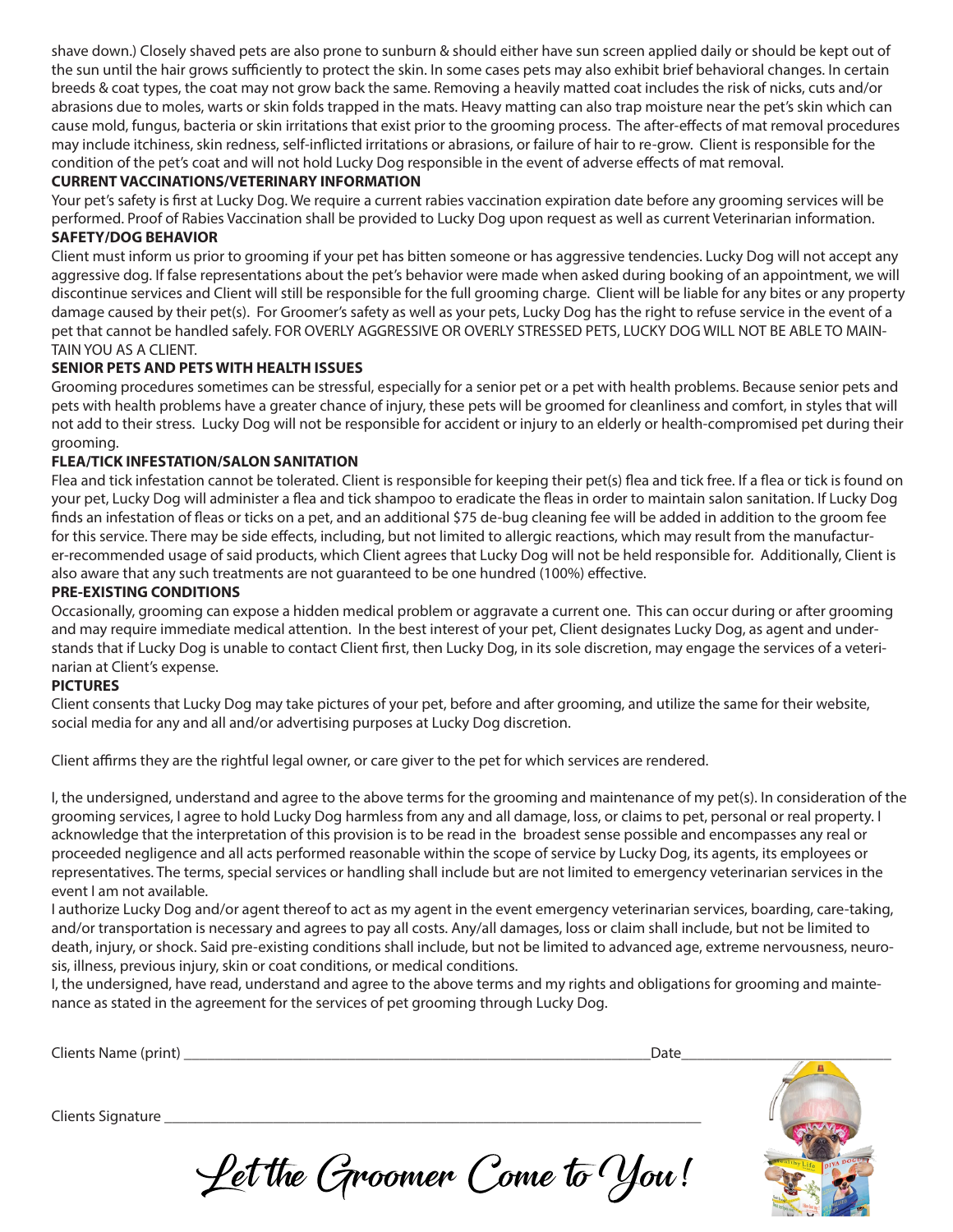shave down.) Closely shaved pets are also prone to sunburn & should either have sun screen applied daily or should be kept out of the sun until the hair grows sufficiently to protect the skin. In some cases pets may also exhibit brief behavioral changes. In certain breeds & coat types, the coat may not grow back the same. Removing a heavily matted coat includes the risk of nicks, cuts and/or abrasions due to moles, warts or skin folds trapped in the mats. Heavy matting can also trap moisture near the pet's skin which can cause mold, fungus, bacteria or skin irritations that exist prior to the grooming process. The after-effects of mat removal procedures may include itchiness, skin redness, self-inflicted irritations or abrasions, or failure of hair to re-grow. Client is responsible for the condition of the pet's coat and will not hold Lucky Dog responsible in the event of adverse effects of mat removal.

**CURRENT VACCINATIONS/VETERINARY INFORMATION**

Your pet's safety is first at Lucky Dog. We require a current rabies vaccination expiration date before any grooming services will be performed. Proof of Rabies Vaccination shall be provided to Lucky Dog upon request as well as current Veterinarian information.

**SAFETY/DOG BEHAVIOR**

Client must inform us prior to grooming if your pet has bitten someone or has aggressive tendencies. Lucky Dog will not accept any aggressive dog. If false representations about the pet's behavior were made when asked during booking of an appointment, we will discontinue services and Client will still be responsible for the full grooming charge. Client will be liable for any bites or any property damage caused by their pet(s). For Groomer's safety as well as your pets, Lucky Dog has the right to refuse service in the event of a pet that cannot be handled safely. FOR OVERLY AGGRESSIVE OR OVERLY STRESSED PETS, LUCKY DOG WILL NOT BE ABLE TO MAINTAIN YOU AS A CLIENT.

**SENIOR PETS AND PETS WITH HEALTH ISSUES**

Grooming procedures sometimes can be stressful, especially for a senior pet or a pet with health problems. Because senior pets and pets with health problems have a greater chance of injury, these pets will be groomed for cleanliness and comfort, in styles that will not add to their stress. Lucky Dog will not be responsible for accident or injury to an elderly or health-compromised pet during their grooming.

**FLEA/TICK INFESTATION/SALON SANITATION**

Flea and tick infestation cannot be tolerated. Client is responsible for keeping their pet(s) flea and tick free. If a flea or tick is found on your pet, Lucky Dog will administer a flea and tick shampoo to eradicate the fleas in order to maintain salon sanitation. If Lucky Dog finds an infestation of fleas or ticks on a pet, and an additional $75 de-bug cleaning fee will be added in addition to the groom fee for this service. There may be side effects, including, but not limited to allergic reactions, which may result from the manufacturer-recommended usage of said products, which Client agrees that Lucky Dog will not be held responsible for. Additionally, Client is also aware that any such treatments are not guaranteed to be one hundred (100%) effective.

**PRE-EXISTING CONDITIONS**

Occasionally, grooming can expose a hidden medical problem or aggravate a current one. This can occur during or after grooming and may require immediate medical attention. In the best interest of your pet, Client designates Lucky Dog, as agent and understands that if Lucky Dog is unable to contact Client first, then Lucky Dog, in its sole discretion, may engage the services of a veterinarian at Client's expense.

**PICTURES**

Client consents that Lucky Dog may take pictures of your pet, before and after grooming, and utilize the same for their website, social media for any and all and/or advertising purposes at Lucky Dog discretion.

Client affirms they are the rightful legal owner, or care giver to the pet for which services are rendered.

I, the undersigned, understand and agree to the above terms for the grooming and maintenance of my pet(s). In consideration of the grooming services, I agree to hold Lucky Dog harmless from any and all damage, loss, or claims to pet, personal or real property. I acknowledge that the interpretation of this provision is to be read in the broadest sense possible and encompasses any real or proceeded negligence and all acts performed reasonable within the scope of service by Lucky Dog, its agents, its employees or representatives. The terms, special services or handling shall include but are not limited to emergency veterinarian services in the event I am not available.

I authorize Lucky Dog and/or agent thereof to act as my agent in the event emergency veterinarian services, boarding, care-taking, and/or transportation is necessary and agrees to pay all costs. Any/all damages, loss or claim shall include, but not be limited to death, injury, or shock. Said pre-existing conditions shall include, but not be limited to advanced age, extreme nervousness, neurosis, illness, previous injury, skin or coat conditions, or medical conditions.

I, the undersigned, have read, understand and agree to the above terms and my rights and obligations for grooming and maintenance as stated in the agreement for the services of pet grooming through Lucky Dog.

Clients Name (print) ______________________________ Date ______________

Clients Signature ______________________________

*Let the Groomer Come to You!*